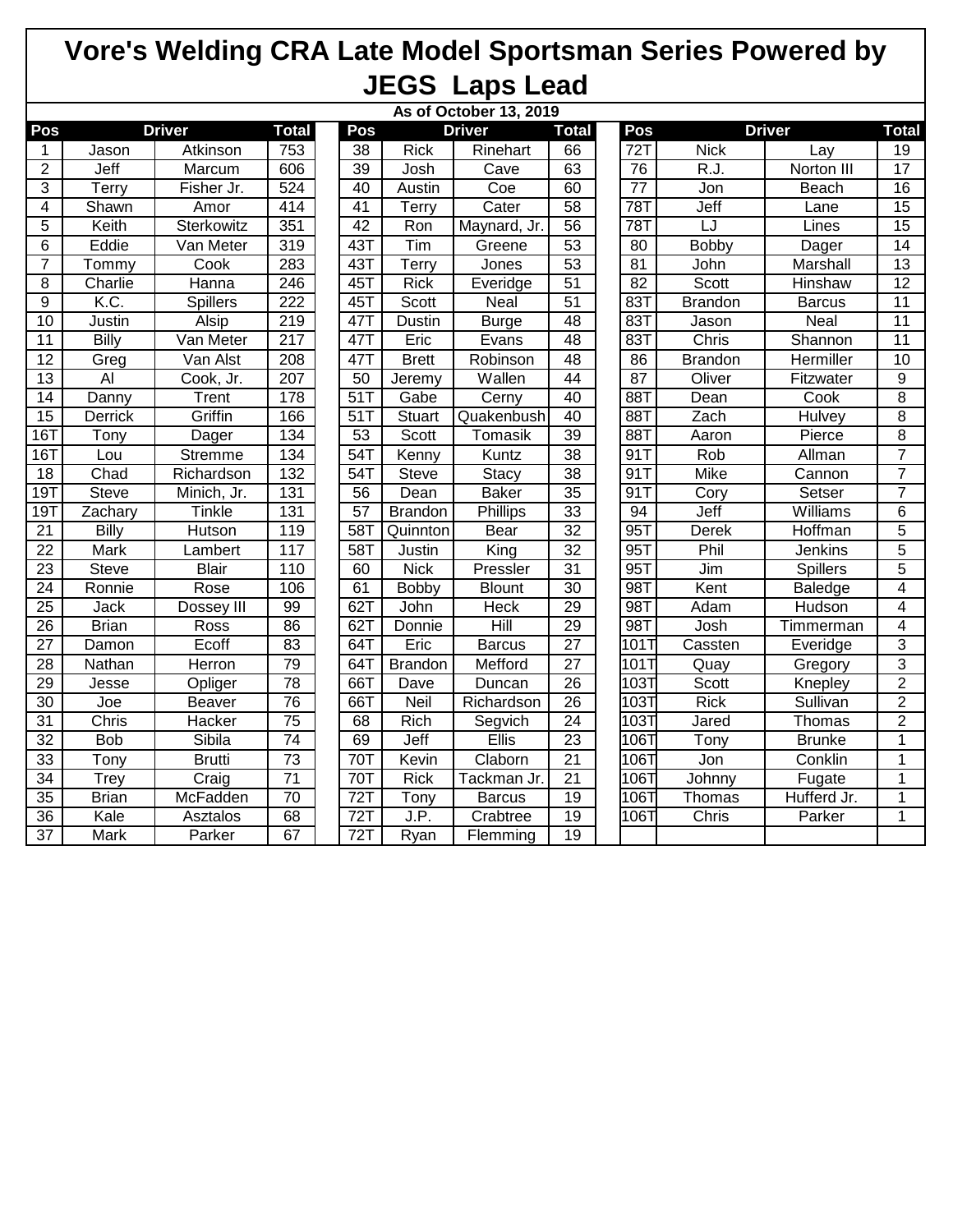# Vore's Welding CRA Late Model Sportsman Series Powered by JEGS Laps Lead

**As of October 13, 2019**

| Pos | Driver | | Total | Pos | Driver | | Total | Pos | Driver | | Total |
|---|---|---|---|---|---|---|---|---|---|---|---|
| 1 | Jason | Atkinson | 753 | 38 | Rick | Rinehart | 66 | 72T | Nick | Lay | 19 |
| 2 | Jeff | Marcum | 606 | 39 | Josh | Cave | 63 | 76 | R.J. | Norton III | 17 |
| 3 | Terry | Fisher Jr. | 524 | 40 | Austin | Coe | 60 | 77 | Jon | Beach | 16 |
| 4 | Shawn | Amor | 414 | 41 | Terry | Cater | 58 | 78T | Jeff | Lane | 15 |
| 5 | Keith | Sterkowitz | 351 | 42 | Ron | Maynard, Jr. | 56 | 78T | LJ | Lines | 15 |
| 6 | Eddie | Van Meter | 319 | 43T | Tim | Greene | 53 | 80 | Bobby | Dager | 14 |
| 7 | Tommy | Cook | 283 | 43T | Terry | Jones | 53 | 81 | John | Marshall | 13 |
| 8 | Charlie | Hanna | 246 | 45T | Rick | Everidge | 51 | 82 | Scott | Hinshaw | 12 |
| 9 | K.C. | Spillers | 222 | 45T | Scott | Neal | 51 | 83T | Brandon | Barcus | 11 |
| 10 | Justin | Alsip | 219 | 47T | Dustin | Burge | 48 | 83T | Jason | Neal | 11 |
| 11 | Billy | Van Meter | 217 | 47T | Eric | Evans | 48 | 83T | Chris | Shannon | 11 |
| 12 | Greg | Van Alst | 208 | 47T | Brett | Robinson | 48 | 86 | Brandon | Hermiller | 10 |
| 13 | Al | Cook, Jr. | 207 | 50 | Jeremy | Wallen | 44 | 87 | Oliver | Fitzwater | 9 |
| 14 | Danny | Trent | 178 | 51T | Gabe | Cerny | 40 | 88T | Dean | Cook | 8 |
| 15 | Derrick | Griffin | 166 | 51T | Stuart | Quakenbush | 40 | 88T | Zach | Hulvey | 8 |
| 16T | Tony | Dager | 134 | 53 | Scott | Tomasik | 39 | 88T | Aaron | Pierce | 8 |
| 16T | Lou | Stremme | 134 | 54T | Kenny | Kuntz | 38 | 91T | Rob | Allman | 7 |
| 18 | Chad | Richardson | 132 | 54T | Steve | Stacy | 38 | 91T | Mike | Cannon | 7 |
| 19T | Steve | Minich, Jr. | 131 | 56 | Dean | Baker | 35 | 91T | Cory | Setser | 7 |
| 19T | Zachary | Tinkle | 131 | 57 | Brandon | Phillips | 33 | 94 | Jeff | Williams | 6 |
| 21 | Billy | Hutson | 119 | 58T | Quinnton | Bear | 32 | 95T | Derek | Hoffman | 5 |
| 22 | Mark | Lambert | 117 | 58T | Justin | King | 32 | 95T | Phil | Jenkins | 5 |
| 23 | Steve | Blair | 110 | 60 | Nick | Pressler | 31 | 95T | Jim | Spillers | 5 |
| 24 | Ronnie | Rose | 106 | 61 | Bobby | Blount | 30 | 98T | Kent | Baledge | 4 |
| 25 | Jack | Dossey III | 99 | 62T | John | Heck | 29 | 98T | Adam | Hudson | 4 |
| 26 | Brian | Ross | 86 | 62T | Donnie | Hill | 29 | 98T | Josh | Timmerman | 4 |
| 27 | Damon | Ecoff | 83 | 64T | Eric | Barcus | 27 | 101T | Cassten | Everidge | 3 |
| 28 | Nathan | Herron | 79 | 64T | Brandon | Mefford | 27 | 101T | Quay | Gregory | 3 |
| 29 | Jesse | Opliger | 78 | 66T | Dave | Duncan | 26 | 103T | Scott | Knepley | 2 |
| 30 | Joe | Beaver | 76 | 66T | Neil | Richardson | 26 | 103T | Rick | Sullivan | 2 |
| 31 | Chris | Hacker | 75 | 68 | Rich | Segvich | 24 | 103T | Jared | Thomas | 2 |
| 32 | Bob | Sibila | 74 | 69 | Jeff | Ellis | 23 | 106T | Tony | Brunke | 1 |
| 33 | Tony | Brutti | 73 | 70T | Kevin | Claborn | 21 | 106T | Jon | Conklin | 1 |
| 34 | Trey | Craig | 71 | 70T | Rick | Tackman Jr. | 21 | 106T | Johnny | Fugate | 1 |
| 35 | Brian | McFadden | 70 | 72T | Tony | Barcus | 19 | 106T | Thomas | Hufferd Jr. | 1 |
| 36 | Kale | Asztalos | 68 | 72T | J.P. | Crabtree | 19 | 106T | Chris | Parker | 1 |
| 37 | Mark | Parker | 67 | 72T | Ryan | Flemming | 19 | | | | |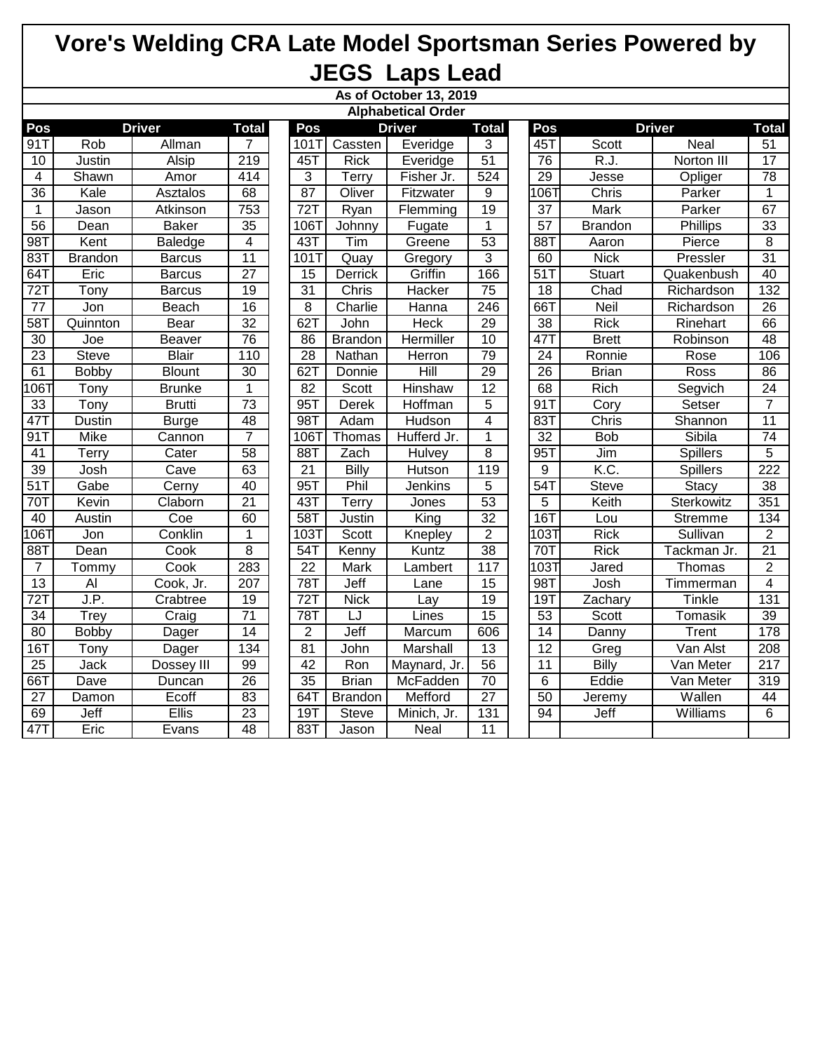# Vore's Welding CRA Late Model Sportsman Series Powered by JEGS Laps Lead

**As of October 13, 2019**

**Alphabetical Order**

| Pos | Driver | | Total | Pos | Driver | | Total | Pos | Driver | | Total |
|---|---|---|---|---|---|---|---|---|---|---|---|
| 91T | Rob | Allman | 7 | 101T | Cassten | Everidge | 3 | 45T | Scott | Neal | 51 |
| 10 | Justin | Alsip | 219 | 45T | Rick | Everidge | 51 | 76 | R.J. | Norton III | 17 |
| 4 | Shawn | Amor | 414 | 3 | Terry | Fisher Jr. | 524 | 29 | Jesse | Opliger | 78 |
| 36 | Kale | Asztalos | 68 | 87 | Oliver | Fitzwater | 9 | 106T | Chris | Parker | 1 |
| 1 | Jason | Atkinson | 753 | 72T | Ryan | Flemming | 19 | 37 | Mark | Parker | 67 |
| 56 | Dean | Baker | 35 | 106T | Johnny | Fugate | 1 | 57 | Brandon | Phillips | 33 |
| 98T | Kent | Baledge | 4 | 43T | Tim | Greene | 53 | 88T | Aaron | Pierce | 8 |
| 83T | Brandon | Barcus | 11 | 101T | Quay | Gregory | 3 | 60 | Nick | Pressler | 31 |
| 64T | Eric | Barcus | 27 | 15 | Derrick | Griffin | 166 | 51T | Stuart | Quakenbush | 40 |
| 72T | Tony | Barcus | 19 | 31 | Chris | Hacker | 75 | 18 | Chad | Richardson | 132 |
| 77 | Jon | Beach | 16 | 8 | Charlie | Hanna | 246 | 66T | Neil | Richardson | 26 |
| 58T | Quinnton | Bear | 32 | 62T | John | Heck | 29 | 38 | Rick | Rinehart | 66 |
| 30 | Joe | Beaver | 76 | 86 | Brandon | Hermiller | 10 | 47T | Brett | Robinson | 48 |
| 23 | Steve | Blair | 110 | 28 | Nathan | Herron | 79 | 24 | Ronnie | Rose | 106 |
| 61 | Bobby | Blount | 30 | 62T | Donnie | Hill | 29 | 26 | Brian | Ross | 86 |
| 106T | Tony | Brunke | 1 | 82 | Scott | Hinshaw | 12 | 68 | Rich | Segvich | 24 |
| 33 | Tony | Brutti | 73 | 95T | Derek | Hoffman | 5 | 91T | Cory | Setser | 7 |
| 47T | Dustin | Burge | 48 | 98T | Adam | Hudson | 4 | 83T | Chris | Shannon | 11 |
| 91T | Mike | Cannon | 7 | 106T | Thomas | Hufferd Jr. | 1 | 32 | Bob | Sibila | 74 |
| 41 | Terry | Cater | 58 | 88T | Zach | Hulvey | 8 | 95T | Jim | Spillers | 5 |
| 39 | Josh | Cave | 63 | 21 | Billy | Hutson | 119 | 9 | K.C. | Spillers | 222 |
| 51T | Gabe | Cerny | 40 | 95T | Phil | Jenkins | 5 | 54T | Steve | Stacy | 38 |
| 70T | Kevin | Claborn | 21 | 43T | Terry | Jones | 53 | 5 | Keith | Sterkowitz | 351 |
| 40 | Austin | Coe | 60 | 58T | Justin | King | 32 | 16T | Lou | Stremme | 134 |
| 106T | Jon | Conklin | 1 | 103T | Scott | Knepley | 2 | 103T | Rick | Sullivan | 2 |
| 88T | Dean | Cook | 8 | 54T | Kenny | Kuntz | 38 | 70T | Rick | Tackman Jr. | 21 |
| 7 | Tommy | Cook | 283 | 22 | Mark | Lambert | 117 | 103T | Jared | Thomas | 2 |
| 13 | Al | Cook, Jr. | 207 | 78T | Jeff | Lane | 15 | 98T | Josh | Timmerman | 4 |
| 72T | J.P. | Crabtree | 19 | 72T | Nick | Lay | 19 | 19T | Zachary | Tinkle | 131 |
| 34 | Trey | Craig | 71 | 78T | LJ | Lines | 15 | 53 | Scott | Tomasik | 39 |
| 80 | Bobby | Dager | 14 | 2 | Jeff | Marcum | 606 | 14 | Danny | Trent | 178 |
| 16T | Tony | Dager | 134 | 81 | John | Marshall | 13 | 12 | Greg | Van Alst | 208 |
| 25 | Jack | Dossey III | 99 | 42 | Ron | Maynard, Jr. | 56 | 11 | Billy | Van Meter | 217 |
| 66T | Dave | Duncan | 26 | 35 | Brian | McFadden | 70 | 6 | Eddie | Van Meter | 319 |
| 27 | Damon | Ecoff | 83 | 64T | Brandon | Mefford | 27 | 50 | Jeremy | Wallen | 44 |
| 69 | Jeff | Ellis | 23 | 19T | Steve | Minich, Jr. | 131 | 94 | Jeff | Williams | 6 |
| 47T | Eric | Evans | 48 | 83T | Jason | Neal | 11 | | | | |